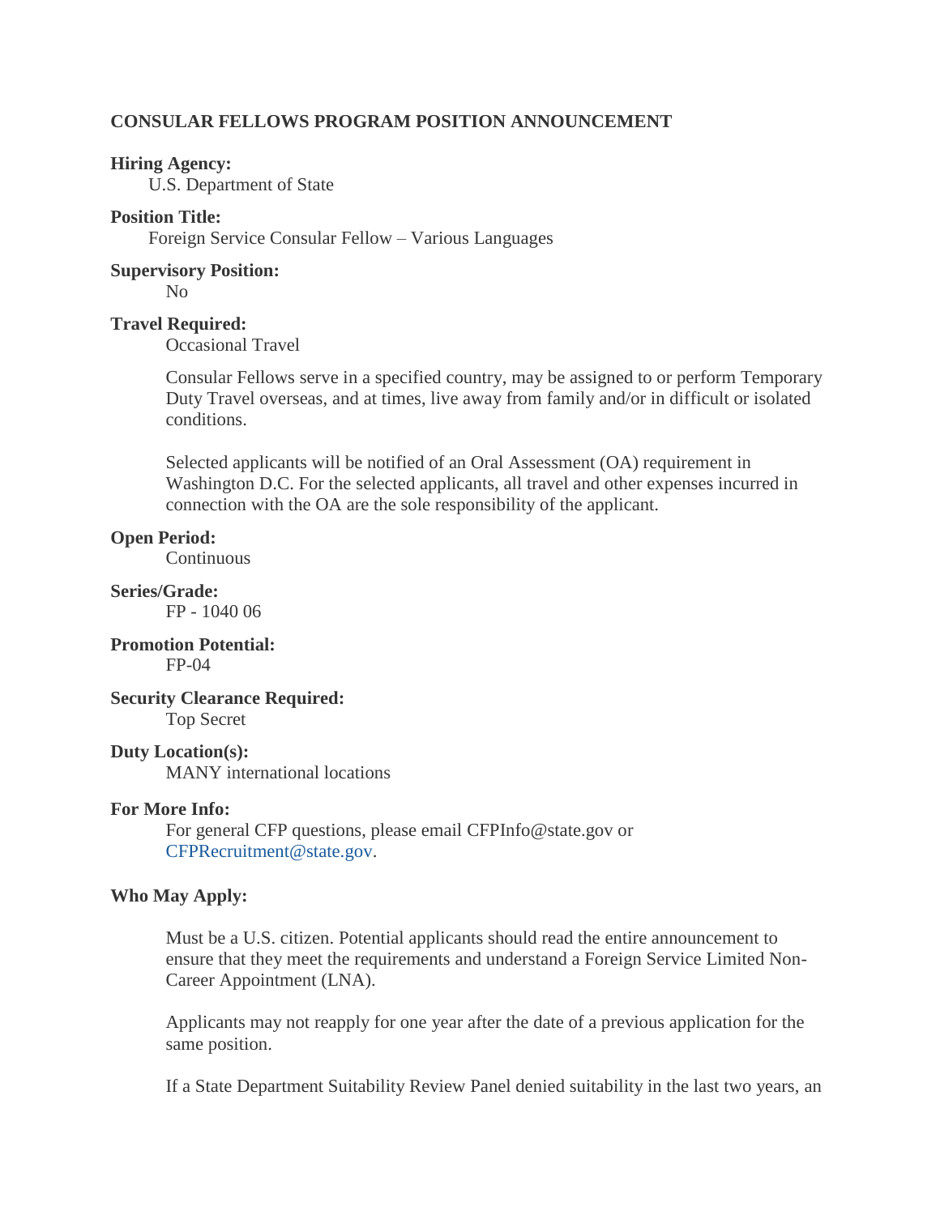**CONSULAR FELLOWS PROGRAM POSITION ANNOUNCEMENT**

**Hiring Agency:**

U.S. Department of State

**Position Title:**

Foreign Service Consular Fellow – Various Languages

**Supervisory Position:**

No

**Travel Required:**

Occasional Travel

Consular Fellows serve in a specified country, may be assigned to or perform Temporary Duty Travel overseas, and at times, live away from family and/or in difficult or isolated conditions.

Selected applicants will be notified of an Oral Assessment (OA) requirement in Washington D.C. For the selected applicants, all travel and other expenses incurred in connection with the OA are the sole responsibility of the applicant.

**Open Period:**

Continuous

**Series/Grade:**

FP - 1040 06

**Promotion Potential:**

FP-04

**Security Clearance Required:**

Top Secret

**Duty Location(s):**

MANY international locations

**For More Info:**

For general CFP questions, please email CFPInfo@state.gov or CFPRecruitment@state.gov.

**Who May Apply:**

Must be a U.S. citizen. Potential applicants should read the entire announcement to ensure that they meet the requirements and understand a Foreign Service Limited Non-Career Appointment (LNA).

Applicants may not reapply for one year after the date of a previous application for the same position.

If a State Department Suitability Review Panel denied suitability in the last two years, an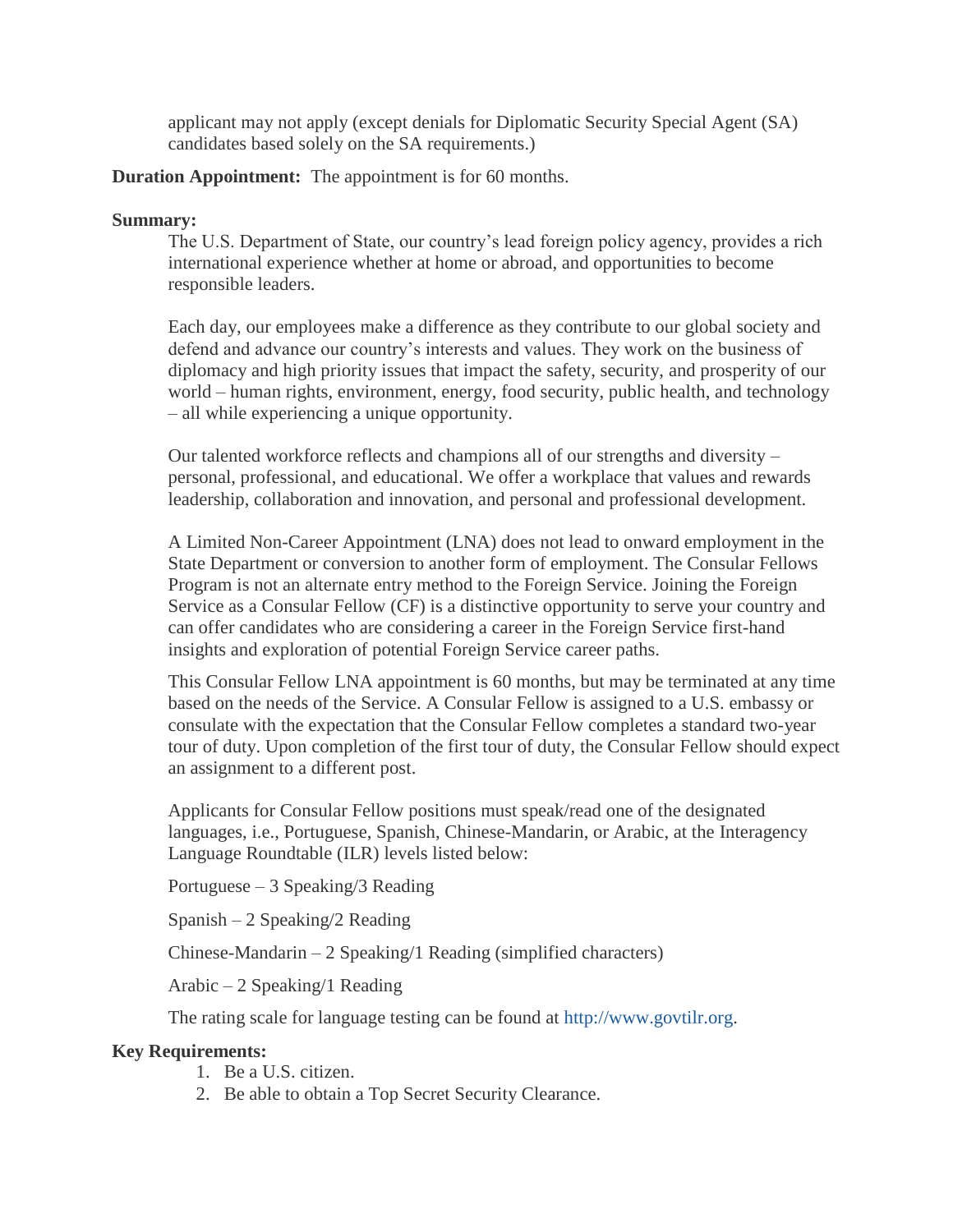applicant may not apply (except denials for Diplomatic Security Special Agent (SA) candidates based solely on the SA requirements.)

**Duration Appointment:** The appointment is for 60 months.

**Summary:**

The U.S. Department of State, our country's lead foreign policy agency, provides a rich international experience whether at home or abroad, and opportunities to become responsible leaders.

Each day, our employees make a difference as they contribute to our global society and defend and advance our country's interests and values. They work on the business of diplomacy and high priority issues that impact the safety, security, and prosperity of our world – human rights, environment, energy, food security, public health, and technology – all while experiencing a unique opportunity.

Our talented workforce reflects and champions all of our strengths and diversity – personal, professional, and educational. We offer a workplace that values and rewards leadership, collaboration and innovation, and personal and professional development.

A Limited Non-Career Appointment (LNA) does not lead to onward employment in the State Department or conversion to another form of employment. The Consular Fellows Program is not an alternate entry method to the Foreign Service. Joining the Foreign Service as a Consular Fellow (CF) is a distinctive opportunity to serve your country and can offer candidates who are considering a career in the Foreign Service first-hand insights and exploration of potential Foreign Service career paths.

This Consular Fellow LNA appointment is 60 months, but may be terminated at any time based on the needs of the Service. A Consular Fellow is assigned to a U.S. embassy or consulate with the expectation that the Consular Fellow completes a standard two-year tour of duty. Upon completion of the first tour of duty, the Consular Fellow should expect an assignment to a different post.

Applicants for Consular Fellow positions must speak/read one of the designated languages, i.e., Portuguese, Spanish, Chinese-Mandarin, or Arabic, at the Interagency Language Roundtable (ILR) levels listed below:

Portuguese – 3 Speaking/3 Reading

Spanish – 2 Speaking/2 Reading

Chinese-Mandarin – 2 Speaking/1 Reading (simplified characters)

Arabic – 2 Speaking/1 Reading

The rating scale for language testing can be found at http://www.govtilr.org.

**Key Requirements:**

1. Be a U.S. citizen.
2. Be able to obtain a Top Secret Security Clearance.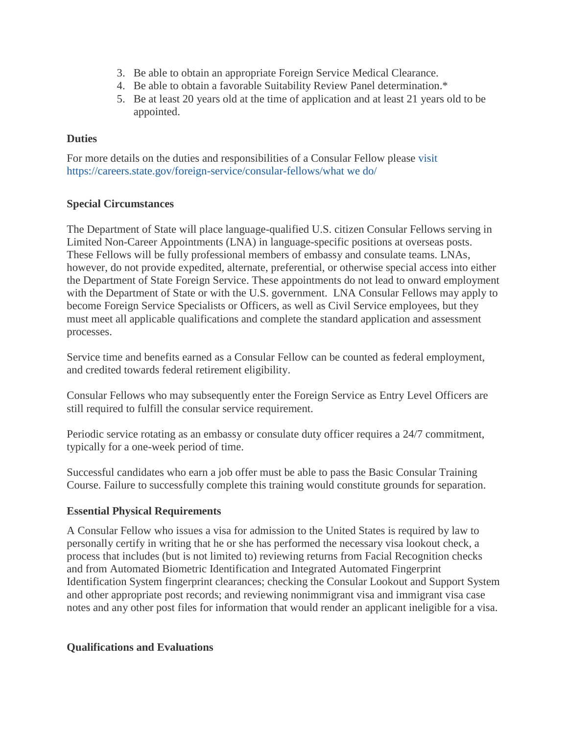3. Be able to obtain an appropriate Foreign Service Medical Clearance.
4. Be able to obtain a favorable Suitability Review Panel determination.*
5. Be at least 20 years old at the time of application and at least 21 years old to be appointed.

**Duties**

For more details on the duties and responsibilities of a Consular Fellow please visit https://careers.state.gov/foreign-service/consular-fellows/what we do/

**Special Circumstances**

The Department of State will place language-qualified U.S. citizen Consular Fellows serving in Limited Non-Career Appointments (LNA) in language-specific positions at overseas posts. These Fellows will be fully professional members of embassy and consulate teams. LNAs, however, do not provide expedited, alternate, preferential, or otherwise special access into either the Department of State Foreign Service. These appointments do not lead to onward employment with the Department of State or with the U.S. government. LNA Consular Fellows may apply to become Foreign Service Specialists or Officers, as well as Civil Service employees, but they must meet all applicable qualifications and complete the standard application and assessment processes.

Service time and benefits earned as a Consular Fellow can be counted as federal employment, and credited towards federal retirement eligibility.

Consular Fellows who may subsequently enter the Foreign Service as Entry Level Officers are still required to fulfill the consular service requirement.

Periodic service rotating as an embassy or consulate duty officer requires a 24/7 commitment, typically for a one-week period of time.

Successful candidates who earn a job offer must be able to pass the Basic Consular Training Course. Failure to successfully complete this training would constitute grounds for separation.

**Essential Physical Requirements**

A Consular Fellow who issues a visa for admission to the United States is required by law to personally certify in writing that he or she has performed the necessary visa lookout check, a process that includes (but is not limited to) reviewing returns from Facial Recognition checks and from Automated Biometric Identification and Integrated Automated Fingerprint Identification System fingerprint clearances; checking the Consular Lookout and Support System and other appropriate post records; and reviewing nonimmigrant visa and immigrant visa case notes and any other post files for information that would render an applicant ineligible for a visa.

**Qualifications and Evaluations**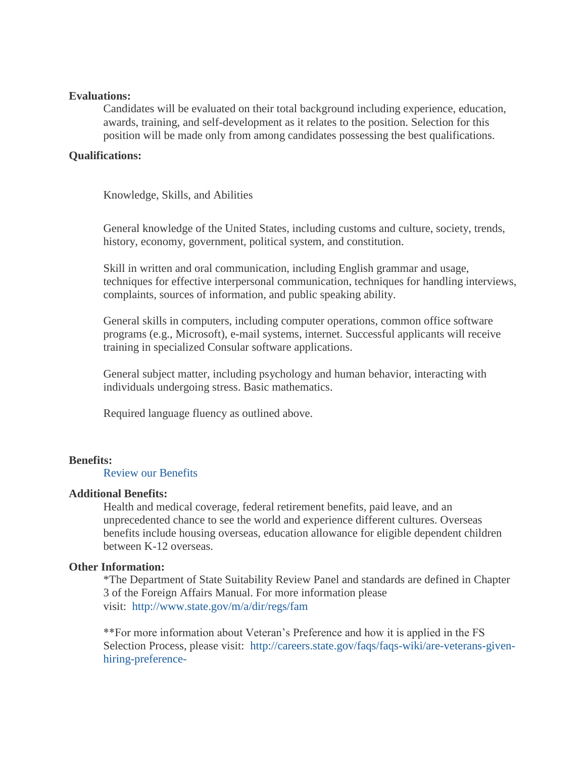**Evaluations:**

Candidates will be evaluated on their total background including experience, education, awards, training, and self-development as it relates to the position. Selection for this position will be made only from among candidates possessing the best qualifications.

**Qualifications:**

Knowledge, Skills, and Abilities

General knowledge of the United States, including customs and culture, society, trends, history, economy, government, political system, and constitution.

Skill in written and oral communication, including English grammar and usage, techniques for effective interpersonal communication, techniques for handling interviews, complaints, sources of information, and public speaking ability.

General skills in computers, including computer operations, common office software programs (e.g., Microsoft), e-mail systems, internet. Successful applicants will receive training in specialized Consular software applications.

General subject matter, including psychology and human behavior, interacting with individuals undergoing stress. Basic mathematics.

Required language fluency as outlined above.

**Benefits:**

Review our Benefits

**Additional Benefits:**

Health and medical coverage, federal retirement benefits, paid leave, and an unprecedented chance to see the world and experience different cultures. Overseas benefits include housing overseas, education allowance for eligible dependent children between K-12 overseas.

**Other Information:**

*The Department of State Suitability Review Panel and standards are defined in Chapter 3 of the Foreign Affairs Manual. For more information please visit: http://www.state.gov/m/a/dir/regs/fam

**For more information about Veteran's Preference and how it is applied in the FS Selection Process, please visit: http://careers.state.gov/faqs/faqs-wiki/are-veterans-given-hiring-preference-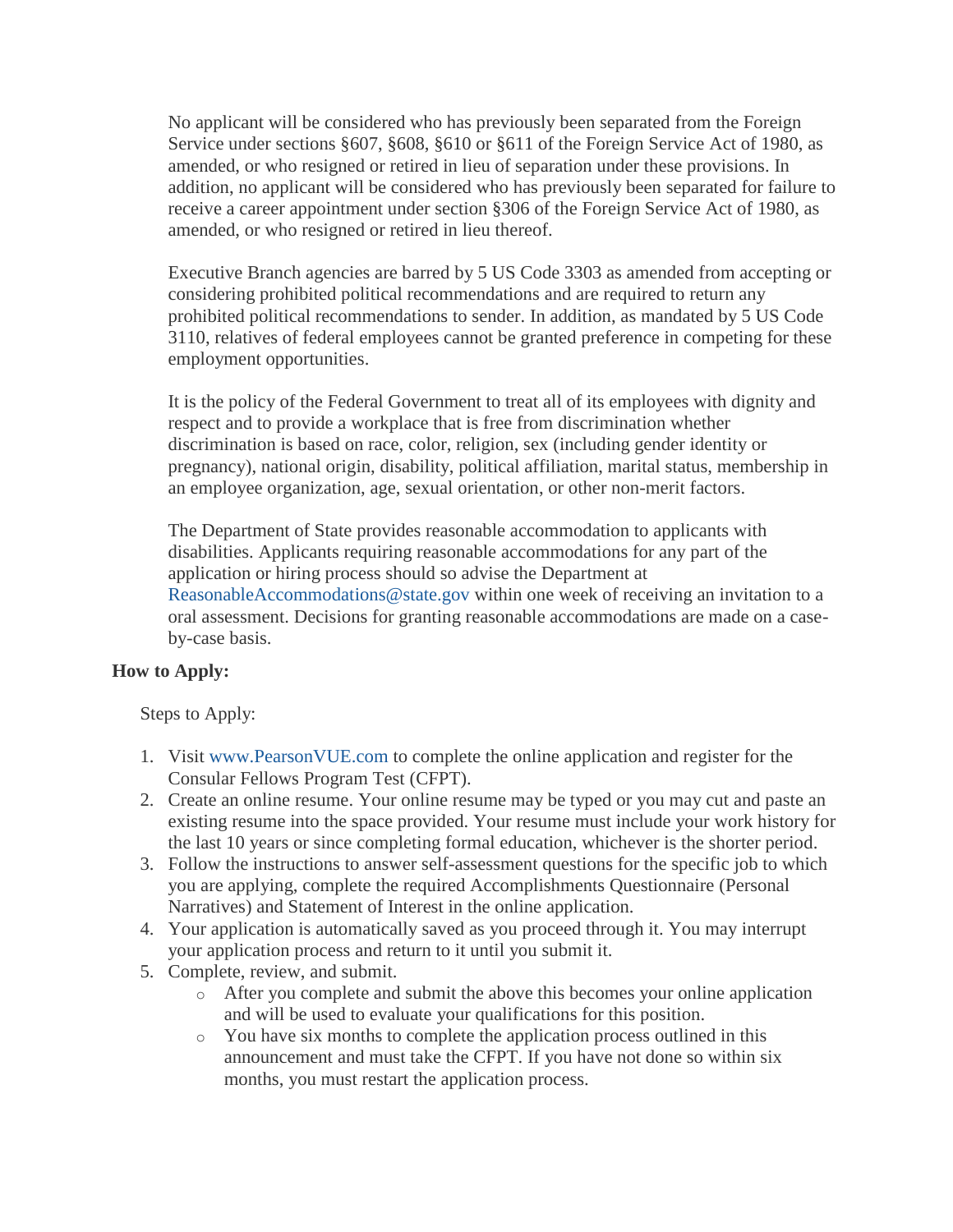No applicant will be considered who has previously been separated from the Foreign Service under sections §607, §608, §610 or §611 of the Foreign Service Act of 1980, as amended, or who resigned or retired in lieu of separation under these provisions. In addition, no applicant will be considered who has previously been separated for failure to receive a career appointment under section §306 of the Foreign Service Act of 1980, as amended, or who resigned or retired in lieu thereof.

Executive Branch agencies are barred by 5 US Code 3303 as amended from accepting or considering prohibited political recommendations and are required to return any prohibited political recommendations to sender. In addition, as mandated by 5 US Code 3110, relatives of federal employees cannot be granted preference in competing for these employment opportunities.

It is the policy of the Federal Government to treat all of its employees with dignity and respect and to provide a workplace that is free from discrimination whether discrimination is based on race, color, religion, sex (including gender identity or pregnancy), national origin, disability, political affiliation, marital status, membership in an employee organization, age, sexual orientation, or other non-merit factors.

The Department of State provides reasonable accommodation to applicants with disabilities. Applicants requiring reasonable accommodations for any part of the application or hiring process should so advise the Department at ReasonableAccommodations@state.gov within one week of receiving an invitation to a oral assessment. Decisions for granting reasonable accommodations are made on a case-by-case basis.

**How to Apply:**

Steps to Apply:

1. Visit www.PearsonVUE.com to complete the online application and register for the Consular Fellows Program Test (CFPT).
2. Create an online resume. Your online resume may be typed or you may cut and paste an existing resume into the space provided. Your resume must include your work history for the last 10 years or since completing formal education, whichever is the shorter period.
3. Follow the instructions to answer self-assessment questions for the specific job to which you are applying, complete the required Accomplishments Questionnaire (Personal Narratives) and Statement of Interest in the online application.
4. Your application is automatically saved as you proceed through it. You may interrupt your application process and return to it until you submit it.
5. Complete, review, and submit.
   - After you complete and submit the above this becomes your online application and will be used to evaluate your qualifications for this position.
   - You have six months to complete the application process outlined in this announcement and must take the CFPT. If you have not done so within six months, you must restart the application process.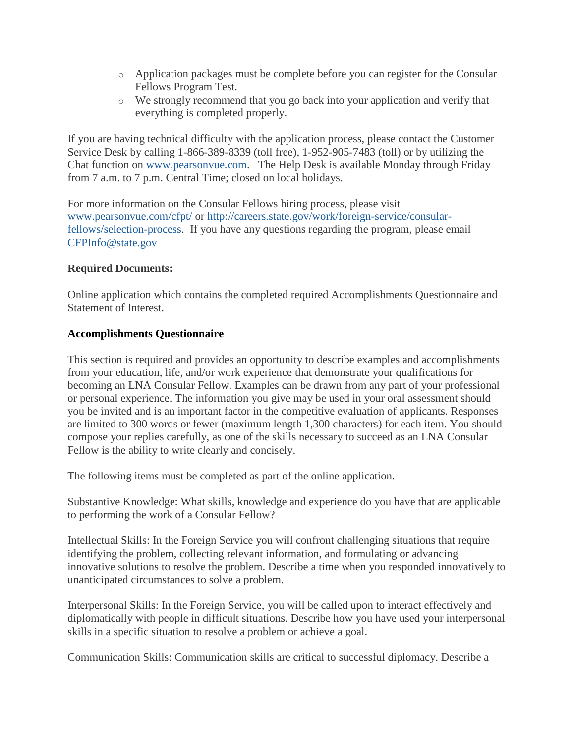- Application packages must be complete before you can register for the Consular Fellows Program Test.
- We strongly recommend that you go back into your application and verify that everything is completed properly.

If you are having technical difficulty with the application process, please contact the Customer Service Desk by calling 1-866-389-8339 (toll free), 1-952-905-7483 (toll) or by utilizing the Chat function on www.pearsonvue.com.  The Help Desk is available Monday through Friday from 7 a.m. to 7 p.m. Central Time; closed on local holidays.

For more information on the Consular Fellows hiring process, please visit www.pearsonvue.com/cfpt/ or http://careers.state.gov/work/foreign-service/consular-fellows/selection-process.  If you have any questions regarding the program, please email CFPInfo@state.gov

**Required Documents:**

Online application which contains the completed required Accomplishments Questionnaire and Statement of Interest.

**Accomplishments Questionnaire**

This section is required and provides an opportunity to describe examples and accomplishments from your education, life, and/or work experience that demonstrate your qualifications for becoming an LNA Consular Fellow. Examples can be drawn from any part of your professional or personal experience. The information you give may be used in your oral assessment should you be invited and is an important factor in the competitive evaluation of applicants. Responses are limited to 300 words or fewer (maximum length 1,300 characters) for each item. You should compose your replies carefully, as one of the skills necessary to succeed as an LNA Consular Fellow is the ability to write clearly and concisely.

The following items must be completed as part of the online application.

Substantive Knowledge: What skills, knowledge and experience do you have that are applicable to performing the work of a Consular Fellow?

Intellectual Skills: In the Foreign Service you will confront challenging situations that require identifying the problem, collecting relevant information, and formulating or advancing innovative solutions to resolve the problem. Describe a time when you responded innovatively to unanticipated circumstances to solve a problem.

Interpersonal Skills: In the Foreign Service, you will be called upon to interact effectively and diplomatically with people in difficult situations. Describe how you have used your interpersonal skills in a specific situation to resolve a problem or achieve a goal.

Communication Skills: Communication skills are critical to successful diplomacy. Describe a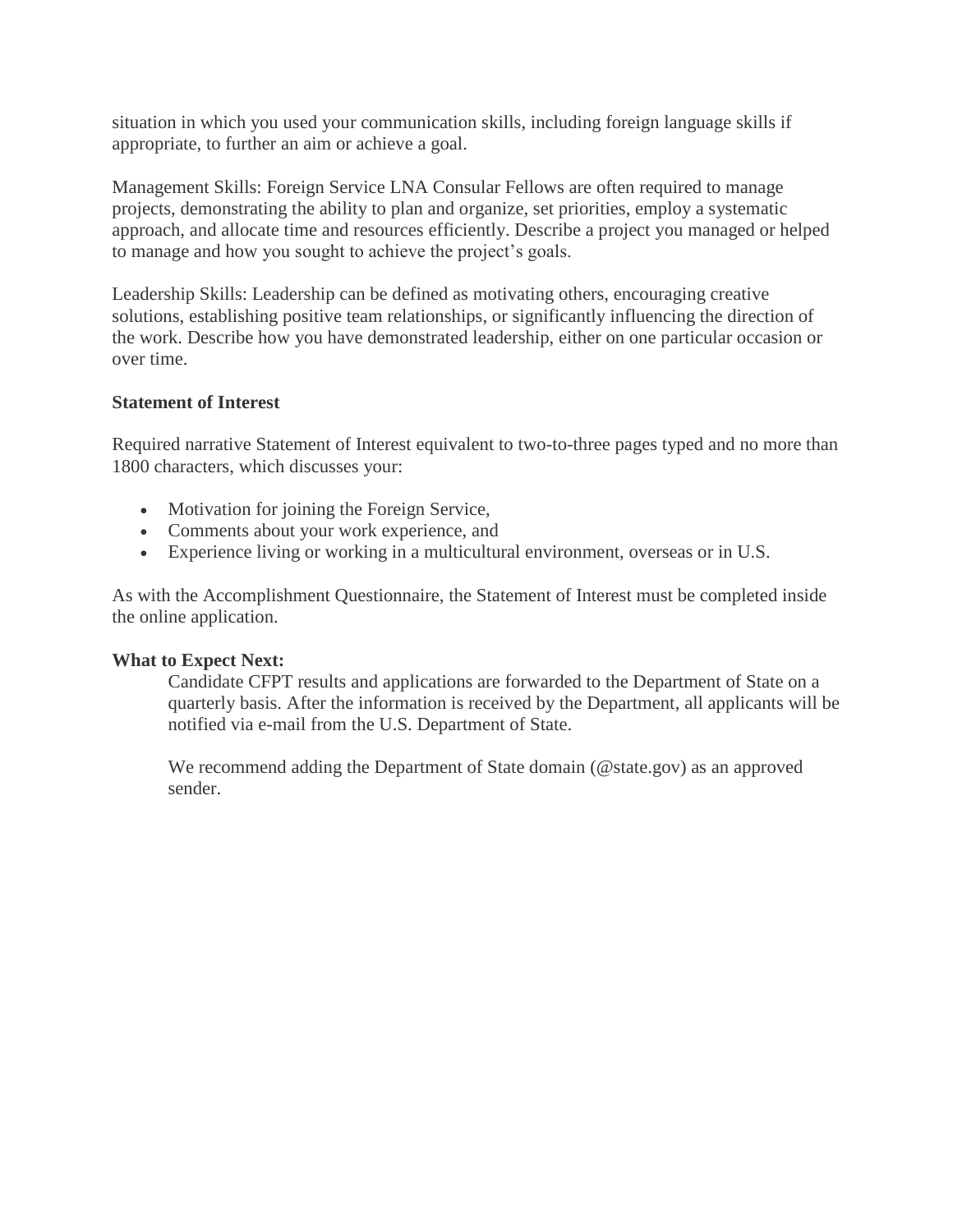situation in which you used your communication skills, including foreign language skills if appropriate, to further an aim or achieve a goal.

Management Skills: Foreign Service LNA Consular Fellows are often required to manage projects, demonstrating the ability to plan and organize, set priorities, employ a systematic approach, and allocate time and resources efficiently. Describe a project you managed or helped to manage and how you sought to achieve the project's goals.

Leadership Skills: Leadership can be defined as motivating others, encouraging creative solutions, establishing positive team relationships, or significantly influencing the direction of the work. Describe how you have demonstrated leadership, either on one particular occasion or over time.

**Statement of Interest**

Required narrative Statement of Interest equivalent to two-to-three pages typed and no more than 1800 characters, which discusses your:

- Motivation for joining the Foreign Service,
- Comments about your work experience, and
- Experience living or working in a multicultural environment, overseas or in U.S.

As with the Accomplishment Questionnaire, the Statement of Interest must be completed inside the online application.

**What to Expect Next:**

Candidate CFPT results and applications are forwarded to the Department of State on a quarterly basis. After the information is received by the Department, all applicants will be notified via e-mail from the U.S. Department of State.

We recommend adding the Department of State domain (@state.gov) as an approved sender.